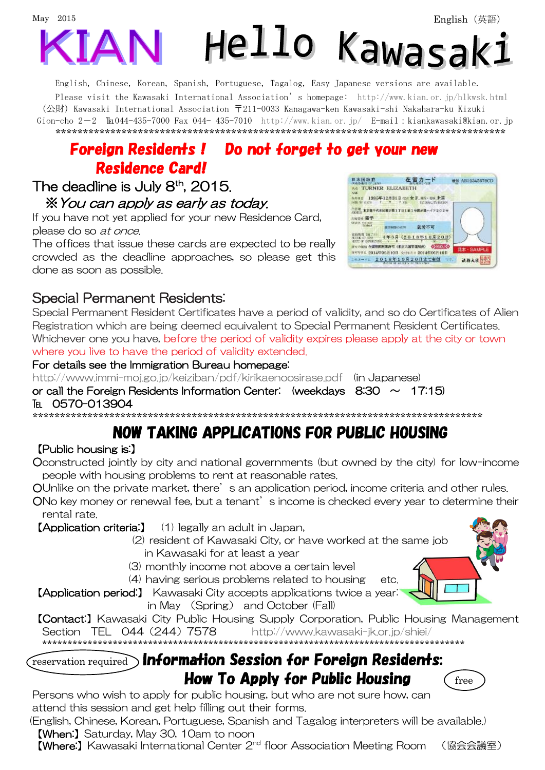May 2015

English（英語）

# KIAN Hello Kawasaki

English, Chinese, Korean, Spanish, Portuguese, Tagalog, Easy Japanese versions are available.
Please visit the Kawasaki International Association's homepage: http://www.kian.or.jp/hlkwsk.html
(公財) Kawasaki International Association 〒211-0033 Kanagawa-ken Kawasaki-shi Nakahara-ku Kizuki Gion-cho 2－2 TEL044-435-7000 Fax 044- 435-7010 http://www.kian.or.jp/ E-mail : kiankawasaki@kian.or.jp

*****************************************************************************************

## Foreign Residents ! Do not forget to get your new Residence Card!

The deadline is July 8th, 2015.

※*You can apply as early as today.*

If you have not yet applied for your new Residence Card, please do so *at once*.

The offices that issue these cards are expected to be really crowded as the deadline approaches, so please get this done as soon as possible.

### Special Permanent Residents:

Special Permanent Resident Certificates have a period of validity, and so do Certificates of Alien Registration which are being deemed equivalent to Special Permanent Resident Certificates.
Whichever one you have, before the period of validity expires please apply at the city or town where you live to have the period of validity extended.

For details see the Immigration Bureau homepage:
http://www.immi-moj.go.jp/keiziban/pdf/kirikaenoosirase.pdf (in Japanese)
or call the Foreign Residents Information Center: (weekdays 8:30 ～ 17:15)
TEL 0570-013904

*****************************************************************************************

## NOW TAKING APPLICATIONS FOR PUBLIC HOUSING

【Public housing is:】

- ○constructed jointly by city and national governments (but owned by the city) for low-income people with housing problems to rent at reasonable rates.
- ○Unlike on the private market, there's an application period, income criteria and other rules.
- ○No key money or renewal fee, but a tenant's income is checked every year to determine their rental rate.

【Application criteria:】 (1) legally an adult in Japan,
(2) resident of Kawasaki City, or have worked at the same job in Kawasaki for at least a year
(3) monthly income not above a certain level
(4) having serious problems related to housing etc.

【Application period:】 Kawasaki City accepts applications twice a year: in May (Spring) and October (Fall)

【Contact:】Kawasaki City Public Housing Supply Corporation, Public Housing Management Section TEL 044 (244) 7578 http://www.kawasaki-jk.or.jp/shiei/

*****************************************************************************************

## Information Session for Foreign Residents: How To Apply for Public Housing

reservation required　　free

Persons who wish to apply for public housing, but who are not sure how, can attend this session and get help filling out their forms.
(English, Chinese, Korean, Portuguese, Spanish and Tagalog interpreters will be available.)

【When:】Saturday, May 30, 10am to noon
【Where:】Kawasaki International Center 2nd floor Association Meeting Room (協会会議室)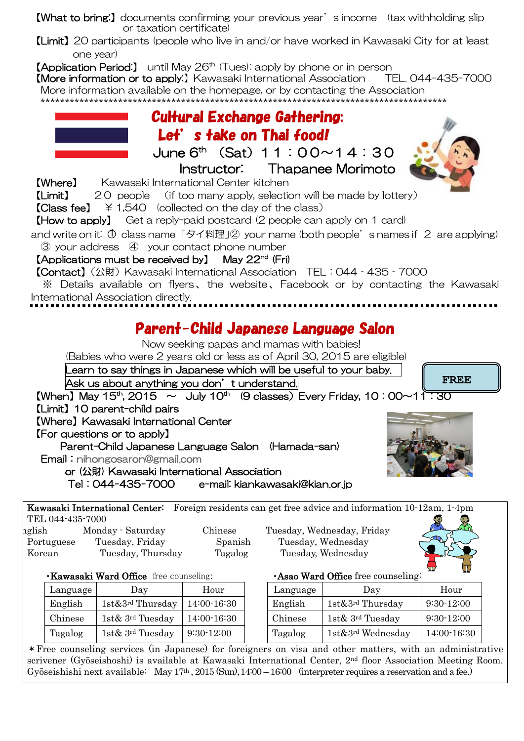【What to bring:】 documents confirming your previous year's income (tax withholding slip or taxation certificate)

【Limit】 20 participants (people who live in and/or have worked in Kawasaki City for at least one year)

【Application Period:】 until May 26th (Tues): apply by phone or in person

【More information or to apply:】 Kawasaki International Association TEL. 044-435-7000

More information available on the homepage, or by contacting the Association

**********************************************************************************

## Cultural Exchange Gathering: Let's take on Thai food!

June 6th (Sat) 11:00～14:30

Instructor: Thapanee Morimoto

【Where】 Kawasaki International Center kitchen

【Limit】 20 people (if too many apply, selection will be made by lottery)

【Class fee】 ￥1,540 (collected on the day of the class)

【How to apply】 Get a reply-paid postcard (2 people can apply on 1 card) and write on it: ① class name「タイ料理」② your name (both people's names if 2 are applying) ③ your address ④ your contact phone number

【Applications must be received by】 May 22nd (Fri)

【Contact】（公財）Kawasaki International Association TEL：044 - 435 - 7000

※ Details available on flyers、the website、Facebook or by contacting the Kawasaki International Association directly.

## Parent-Child Japanese Language Salon

Now seeking papas and mamas with babies!

(Babies who were 2 years old or less as of April 30, 2015 are eligible)

Learn to say things in Japanese which will be useful to your baby.

Ask us about anything you don't understand.

**FREE**

【When】 May 15th, 2015 ～ July 10th (9 classes) Every Friday, 10：00～11：30

【Limit】 10 parent-child pairs

【Where】 Kawasaki International Center

【For questions or to apply】

Parent-Child Japanese Language Salon (Hamada-san)

Email：nihongosaron@gmail.com

or (公財) Kawasaki International Association

Tel：044-435-7000 e-mail: kiankawasaki@kian.or.jp

---

**Kawasaki International Center:** Foreign residents can get free advice and information 10-12am, 1-4pm

TEL 044-435-7000

| | | | |
|---|---|---|---|
| English | Monday - Saturday | Chinese | Tuesday, Wednesday, Friday |
| Portuguese | Tuesday, Friday | Spanish | Tuesday, Wednesday |
| Korean | Tuesday, Thursday | Tagalog | Tuesday, Wednesday |

**・Kawasaki Ward Office** free counseling:

| Language | Day | Hour |
|---|---|---|
| English | 1st&3rd Thursday | 14:00-16:30 |
| Chinese | 1st& 3rd Tuesday | 14:00-16:30 |
| Tagalog | 1st& 3rd Tuesday | 9:30-12:00 |

**・Asao Ward Office** free counseling:

| Language | Day | Hour |
|---|---|---|
| English | 1st&3rd Thursday | 9:30-12:00 |
| Chinese | 1st& 3rd Tuesday | 9:30-12:00 |
| Tagalog | 1st&3rd Wednesday | 14:00-16:30 |

＊Free counseling services (in Japanese) for foreigners on visa and other matters, with an administrative scrivener (Gyōseishoshi) is available at Kawasaki International Center, 2nd floor Association Meeting Room. Gyōseishishi next available: May 17th, 2015 (Sun), 14:00 – 16:00 (interpreter requires a reservation and a fee.)